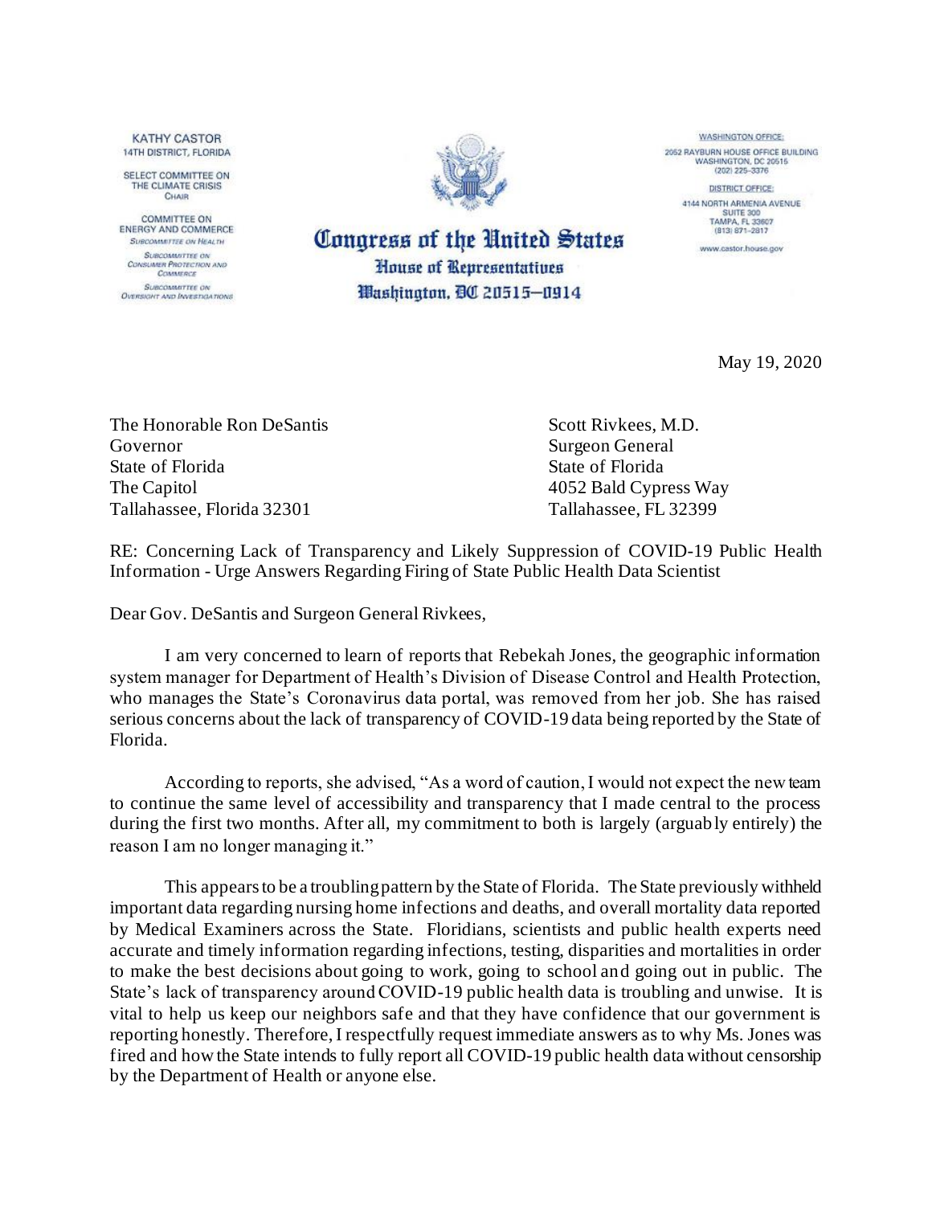KATHY CASTOR
14TH DISTRICT, FLORIDA

SELECT COMMITTEE ON THE CLIMATE CRISIS
CHAIR

COMMITTEE ON ENERGY AND COMMERCE
*SUBCOMMITTEE ON HEALTH*
*SUBCOMMITTEE ON CONSUMER PROTECTION AND COMMERCE*
*SUBCOMMITTEE ON OVERSIGHT AND INVESTIGATIONS*

# Congress of the United States
## House of Representatives
### Washington, DC 20515—0914

WASHINGTON OFFICE:
2052 RAYBURN HOUSE OFFICE BUILDING
WASHINGTON, DC 20515
(202) 225-3376

DISTRICT OFFICE:
4144 NORTH ARMENIA AVENUE
SUITE 300
TAMPA, FL 33607
(813) 871-2817

www.castor.house.gov

May 19, 2020

The Honorable Ron DeSantis
Governor
State of Florida
The Capitol
Tallahassee, Florida 32301

Scott Rivkees, M.D.
Surgeon General
State of Florida
4052 Bald Cypress Way
Tallahassee, FL 32399

RE: Concerning Lack of Transparency and Likely Suppression of COVID-19 Public Health Information - Urge Answers Regarding Firing of State Public Health Data Scientist

Dear Gov. DeSantis and Surgeon General Rivkees,

I am very concerned to learn of reports that Rebekah Jones, the geographic information system manager for Department of Health's Division of Disease Control and Health Protection, who manages the State's Coronavirus data portal, was removed from her job. She has raised serious concerns about the lack of transparency of COVID-19 data being reported by the State of Florida.

According to reports, she advised, "As a word of caution, I would not expect the new team to continue the same level of accessibility and transparency that I made central to the process during the first two months. After all, my commitment to both is largely (arguably entirely) the reason I am no longer managing it."

This appears to be a troubling pattern by the State of Florida. The State previously withheld important data regarding nursing home infections and deaths, and overall mortality data reported by Medical Examiners across the State. Floridians, scientists and public health experts need accurate and timely information regarding infections, testing, disparities and mortalities in order to make the best decisions about going to work, going to school and going out in public. The State's lack of transparency around COVID-19 public health data is troubling and unwise. It is vital to help us keep our neighbors safe and that they have confidence that our government is reporting honestly. Therefore, I respectfully request immediate answers as to why Ms. Jones was fired and how the State intends to fully report all COVID-19 public health data without censorship by the Department of Health or anyone else.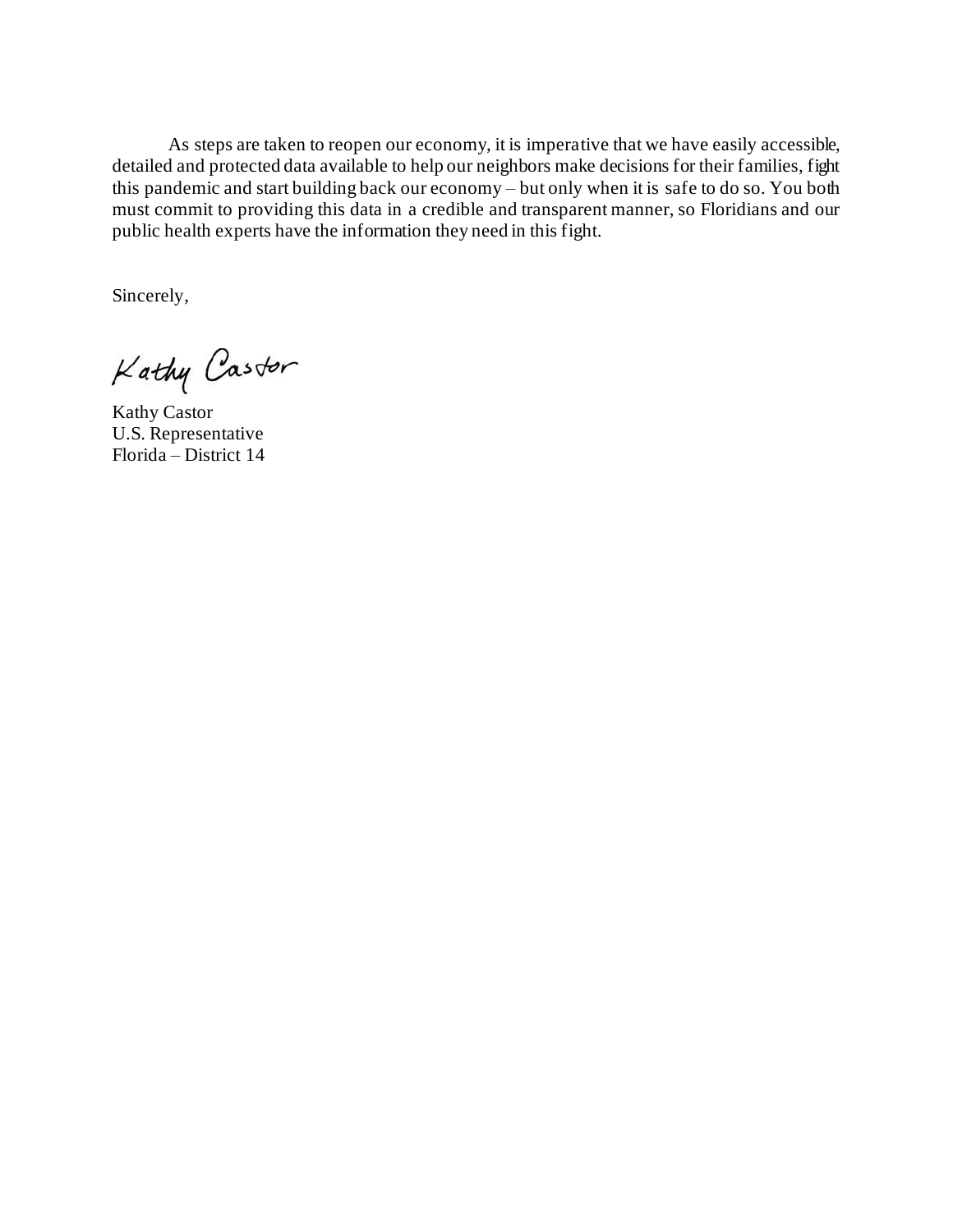As steps are taken to reopen our economy, it is imperative that we have easily accessible, detailed and protected data available to help our neighbors make decisions for their families, fight this pandemic and start building back our economy – but only when it is safe to do so. You both must commit to providing this data in a credible and transparent manner, so Floridians and our public health experts have the information they need in this fight.

Sincerely,

Kathy Castor

Kathy Castor
U.S. Representative
Florida – District 14